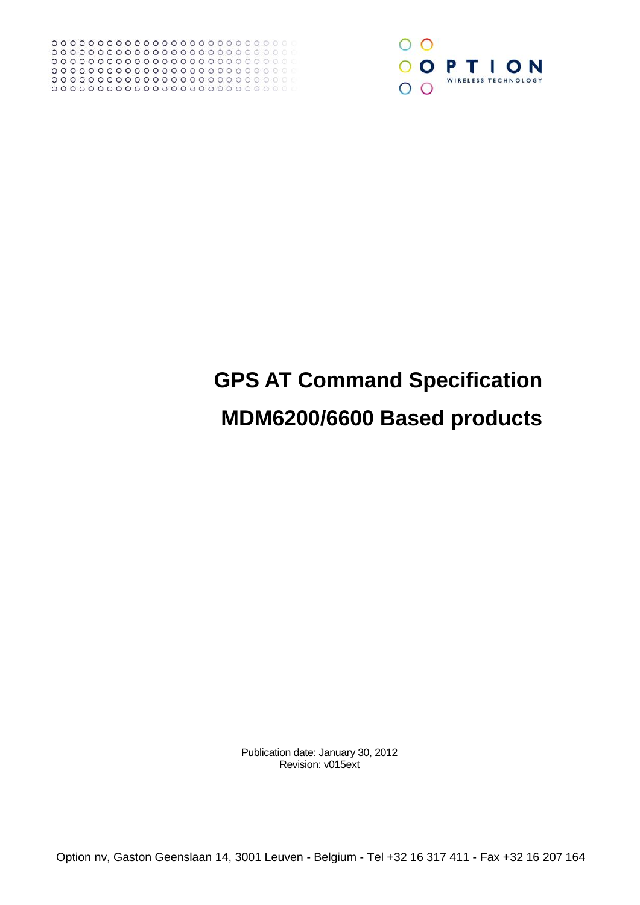OPTION
WIRELESS TECHNOLOGY

# GPS AT Command Specification

# MDM6200/6600 Based products

Publication date: January 30, 2012
Revision: v015ext

Option nv, Gaston Geenslaan 14, 3001 Leuven - Belgium - Tel +32 16 317 411 - Fax +32 16 207 164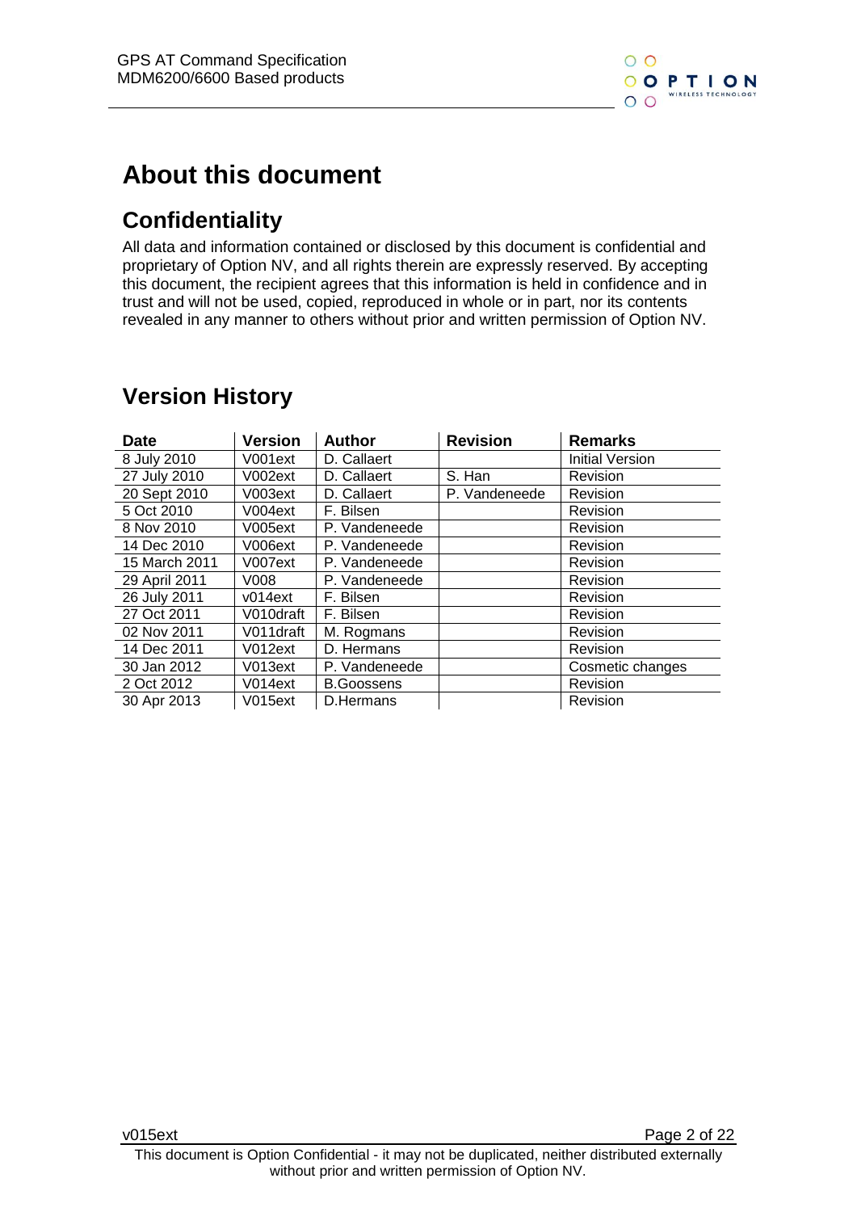# About this document

## Confidentiality

All data and information contained or disclosed by this document is confidential and proprietary of Option NV, and all rights therein are expressly reserved. By accepting this document, the recipient agrees that this information is held in confidence and in trust and will not be used, copied, reproduced in whole or in part, nor its contents revealed in any manner to others without prior and written permission of Option NV.

## Version History

| Date | Version | Author | Revision | Remarks |
|---|---|---|---|---|
| 8 July 2010 | V001ext | D. Callaert | | Initial Version |
| 27 July 2010 | V002ext | D. Callaert | S. Han | Revision |
| 20 Sept 2010 | V003ext | D. Callaert | P. Vandeneede | Revision |
| 5 Oct 2010 | V004ext | F. Bilsen | | Revision |
| 8 Nov 2010 | V005ext | P. Vandeneede | | Revision |
| 14 Dec 2010 | V006ext | P. Vandeneede | | Revision |
| 15 March 2011 | V007ext | P. Vandeneede | | Revision |
| 29 April 2011 | V008 | P. Vandeneede | | Revision |
| 26 July 2011 | v014ext | F. Bilsen | | Revision |
| 27 Oct 2011 | V010draft | F. Bilsen | | Revision |
| 02 Nov 2011 | V011draft | M. Rogmans | | Revision |
| 14 Dec 2011 | V012ext | D. Hermans | | Revision |
| 30 Jan 2012 | V013ext | P. Vandeneede | | Cosmetic changes |
| 2 Oct 2012 | V014ext | B.Goossens | | Revision |
| 30 Apr 2013 | V015ext | D.Hermans | | Revision |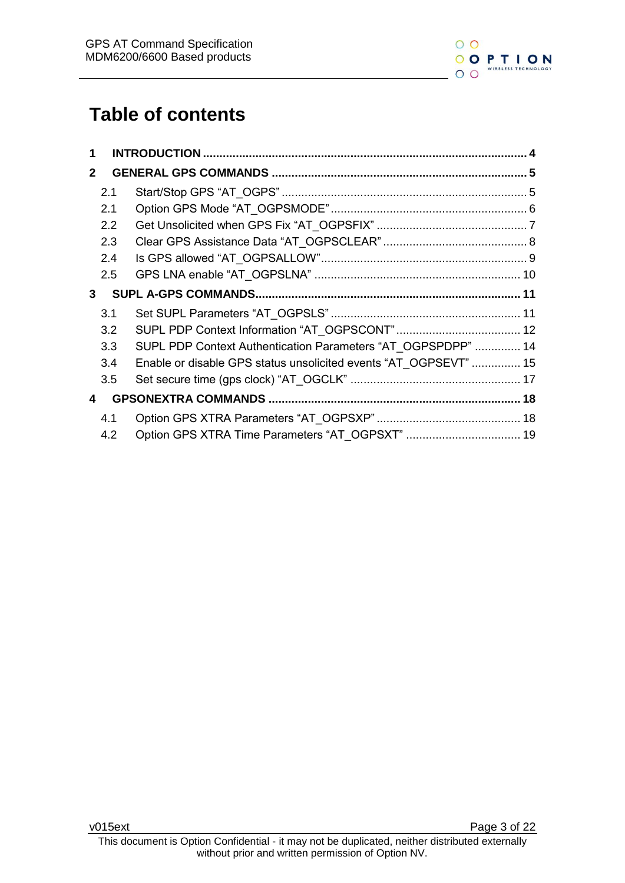# Table of contents

**1 INTRODUCTION ..... 4**

**2 GENERAL GPS COMMANDS ..... 5**

- 2.1 Start/Stop GPS “AT_OGPS” ..... 5
- 2.1 Option GPS Mode “AT_OGPSMODE” ..... 6
- 2.2 Get Unsolicited when GPS Fix “AT_OGPSFIX” ..... 7
- 2.3 Clear GPS Assistance Data “AT_OGPSCLEAR” ..... 8
- 2.4 Is GPS allowed “AT_OGPSALLOW” ..... 9
- 2.5 GPS LNA enable “AT_OGPSLNA” ..... 10

**3 SUPL A-GPS COMMANDS ..... 11**

- 3.1 Set SUPL Parameters “AT_OGPSLS” ..... 11
- 3.2 SUPL PDP Context Information “AT_OGPSCONT” ..... 12
- 3.3 SUPL PDP Context Authentication Parameters “AT_OGPSPDPP” ..... 14
- 3.4 Enable or disable GPS status unsolicited events “AT_OGPSEVT” ..... 15
- 3.5 Set secure time (gps clock) “AT_OGCLK” ..... 17

**4 GPSONEXTRA COMMANDS ..... 18**

- 4.1 Option GPS XTRA Parameters “AT_OGPSXP” ..... 18
- 4.2 Option GPS XTRA Time Parameters “AT_OGPSXT” ..... 19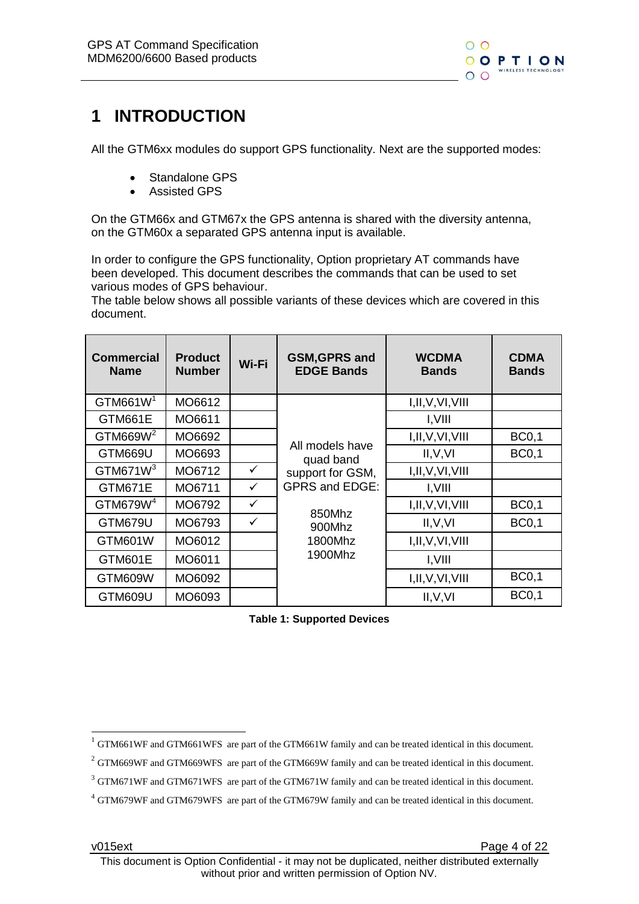# 1 INTRODUCTION

All the GTM6xx modules do support GPS functionality. Next are the supported modes:

- Standalone GPS
- Assisted GPS

On the GTM66x and GTM67x the GPS antenna is shared with the diversity antenna, on the GTM60x a separated GPS antenna input is available.

In order to configure the GPS functionality, Option proprietary AT commands have been developed. This document describes the commands that can be used to set various modes of GPS behaviour.
The table below shows all possible variants of these devices which are covered in this document.

| Commercial Name | Product Number | Wi-Fi | GSM,GPRS and EDGE Bands | WCDMA Bands | CDMA Bands |
|---|---|---|---|---|---|
| GTM661W[1] | MO6612 | | All models have quad band support for GSM, GPRS and EDGE: 850Mhz 900Mhz 1800Mhz 1900Mhz | I,II,V,VI,VIII | |
| GTM661E | MO6611 | | | I,VIII | |
| GTM669W[2] | MO6692 | | | I,II,V,VI,VIII | BC0,1 |
| GTM669U | MO6693 | | | II,V,VI | BC0,1 |
| GTM671W[3] | MO6712 | ✓ | | I,II,V,VI,VIII | |
| GTM671E | MO6711 | ✓ | | I,VIII | |
| GTM679W[4] | MO6792 | ✓ | | I,II,V,VI,VIII | BC0,1 |
| GTM679U | MO6793 | ✓ | | II,V,VI | BC0,1 |
| GTM601W | MO6012 | | | I,II,V,VI,VIII | |
| GTM601E | MO6011 | | | I,VIII | |
| GTM609W | MO6092 | | | I,II,V,VI,VIII | BC0,1 |
| GTM609U | MO6093 | | | II,V,VI | BC0,1 |

**Table 1: Supported Devices**

[1] GTM661WF and GTM661WFS are part of the GTM661W family and can be treated identical in this document.

[2] GTM669WF and GTM669WFS are part of the GTM669W family and can be treated identical in this document.

[3] GTM671WF and GTM671WFS are part of the GTM671W family and can be treated identical in this document.

[4] GTM679WF and GTM679WFS are part of the GTM679W family and can be treated identical in this document.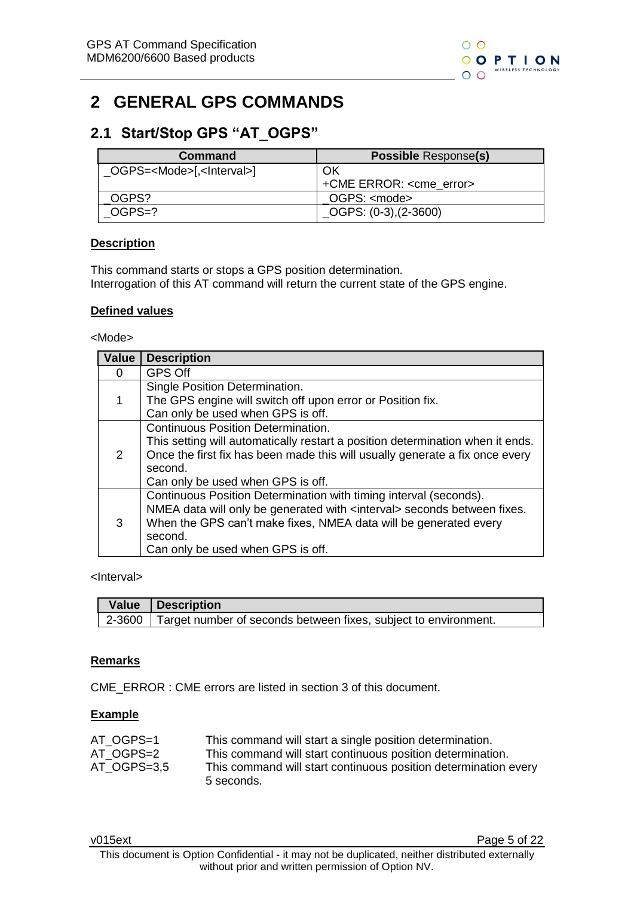# 2 GENERAL GPS COMMANDS

## 2.1 Start/Stop GPS "AT_OGPS"

| Command | Possible Response(s) |
|---|---|
| _OGPS=<Mode>[,<Interval>] | OK<br>+CME ERROR: <cme_error> |
| _OGPS? | _OGPS: <mode> |
| _OGPS=? | _OGPS: (0-3),(2-3600) |

**Description**

This command starts or stops a GPS position determination.
Interrogation of this AT command will return the current state of the GPS engine.

**Defined values**

<Mode>

| Value | Description |
|---|---|
| 0 | GPS Off |
| 1 | Single Position Determination.<br>The GPS engine will switch off upon error or Position fix.<br>Can only be used when GPS is off. |
| 2 | Continuous Position Determination.<br>This setting will automatically restart a position determination when it ends. Once the first fix has been made this will usually generate a fix once every second.<br>Can only be used when GPS is off. |
| 3 | Continuous Position Determination with timing interval (seconds).<br>NMEA data will only be generated with <interval> seconds between fixes. When the GPS can't make fixes, NMEA data will be generated every second.<br>Can only be used when GPS is off. |

<Interval>

| Value | Description |
|---|---|
| 2-3600 | Target number of seconds between fixes, subject to environment. |

**Remarks**

CME_ERROR : CME errors are listed in section 3 of this document.

**Example**

| | |
|---|---|
| AT_OGPS=1 | This command will start a single position determination. |
| AT_OGPS=2 | This command will start continuous position determination. |
| AT_OGPS=3,5 | This command will start continuous position determination every 5 seconds. |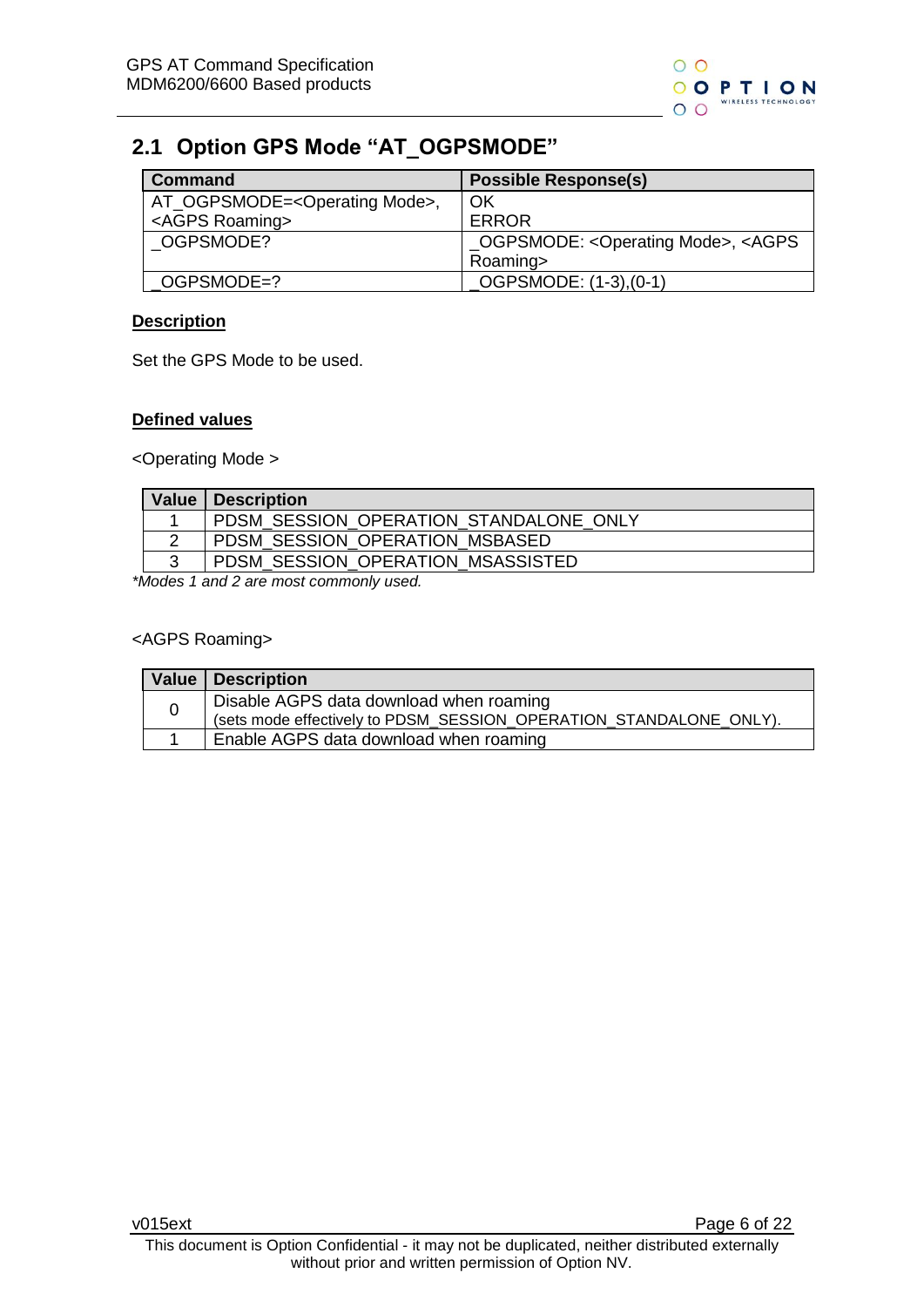## 2.1 Option GPS Mode "AT_OGPSMODE"

| Command | Possible Response(s) |
|---|---|
| AT_OGPSMODE=<Operating Mode>, <AGPS Roaming> | OK<br>ERROR |
| _OGPSMODE? | _OGPSMODE: <Operating Mode>, <AGPS Roaming> |
| _OGPSMODE=? | _OGPSMODE: (1-3),(0-1) |

**Description**

Set the GPS Mode to be used.

**Defined values**

<Operating Mode >

| Value | Description |
|---|---|
| 1 | PDSM_SESSION_OPERATION_STANDALONE_ONLY |
| 2 | PDSM_SESSION_OPERATION_MSBASED |
| 3 | PDSM_SESSION_OPERATION_MSASSISTED |

*\*Modes 1 and 2 are most commonly used.*

<AGPS Roaming>

| Value | Description |
|---|---|
| 0 | Disable AGPS data download when roaming<br>(sets mode effectively to PDSM_SESSION_OPERATION_STANDALONE_ONLY). |
| 1 | Enable AGPS data download when roaming |

v015ext

This document is Option Confidential - it may not be duplicated, neither distributed externally without prior and written permission of Option NV.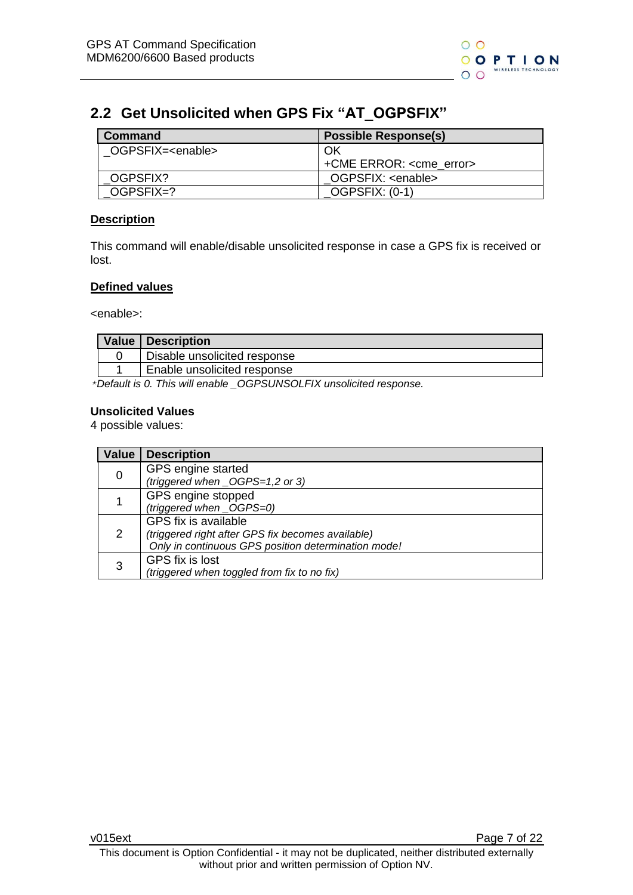## 2.2 Get Unsolicited when GPS Fix "AT_OGPSFIX"

| Command | Possible Response(s) |
|---|---|
| _OGPSFIX=<enable> | OK<br>+CME ERROR: <cme_error> |
| _OGPSFIX? | _OGPSFIX: <enable> |
| _OGPSFIX=? | _OGPSFIX: (0-1) |

**Description**

This command will enable/disable unsolicited response in case a GPS fix is received or lost.

**Defined values**

<enable>:

| Value | Description |
|---|---|
| 0 | Disable unsolicited response |
| 1 | Enable unsolicited response |

*\*Default is 0. This will enable _OGPSUNSOLFIX unsolicited response.*

**Unsolicited Values**

4 possible values:

| Value | Description |
|---|---|
| 0 | GPS engine started<br>*(triggered when _OGPS=1,2 or 3)* |
| 1 | GPS engine stopped<br>*(triggered when _OGPS=0)* |
| 2 | GPS fix is available<br>*(triggered right after GPS fix becomes available)*<br>*Only in continuous GPS position determination mode!* |
| 3 | GPS fix is lost<br>*(triggered when toggled from fix to no fix)* |

v015ext

This document is Option Confidential - it may not be duplicated, neither distributed externally without prior and written permission of Option NV.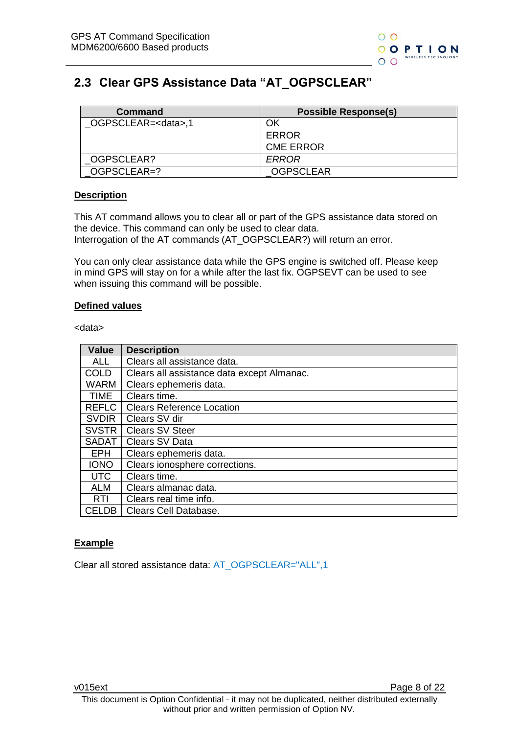## 2.3 Clear GPS Assistance Data "AT_OGPSCLEAR"

| Command | Possible Response(s) |
|---|---|
| _OGPSCLEAR=<data>,1 | OK<br>ERROR<br>CME ERROR |
| _OGPSCLEAR? | *ERROR* |
| _OGPSCLEAR=? | _OGPSCLEAR |

**Description**

This AT command allows you to clear all or part of the GPS assistance data stored on the device. This command can only be used to clear data.
Interrogation of the AT commands (AT_OGPSCLEAR?) will return an error.

You can only clear assistance data while the GPS engine is switched off. Please keep in mind GPS will stay on for a while after the last fix. OGPSEVT can be used to see when issuing this command will be possible.

**Defined values**

<data>

| Value | Description |
|---|---|
| ALL | Clears all assistance data. |
| COLD | Clears all assistance data except Almanac. |
| WARM | Clears ephemeris data. |
| TIME | Clears time. |
| REFLC | Clears Reference Location |
| SVDIR | Clears SV dir |
| SVSTR | Clears SV Steer |
| SADAT | Clears SV Data |
| EPH | Clears ephemeris data. |
| IONO | Clears ionosphere corrections. |
| UTC | Clears time. |
| ALM | Clears almanac data. |
| RTI | Clears real time info. |
| CELDB | Clears Cell Database. |

**Example**

Clear all stored assistance data: AT_OGPSCLEAR="ALL",1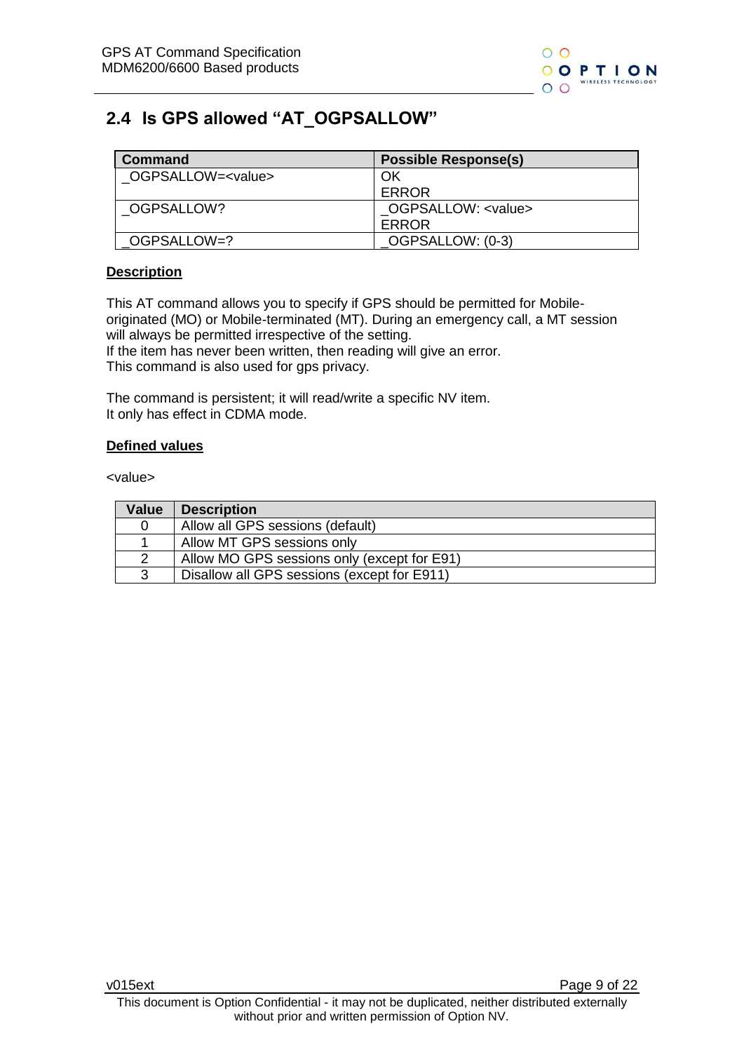## 2.4 Is GPS allowed "AT_OGPSALLOW"

| Command | Possible Response(s) |
|---|---|
| _OGPSALLOW=<value> | OK<br>ERROR |
| _OGPSALLOW? | _OGPSALLOW: <value><br>ERROR |
| _OGPSALLOW=? | _OGPSALLOW: (0-3) |

**Description**

This AT command allows you to specify if GPS should be permitted for Mobile-originated (MO) or Mobile-terminated (MT). During an emergency call, a MT session will always be permitted irrespective of the setting.
If the item has never been written, then reading will give an error.
This command is also used for gps privacy.

The command is persistent; it will read/write a specific NV item.
It only has effect in CDMA mode.

**Defined values**

<value>

| Value | Description |
|---|---|
| 0 | Allow all GPS sessions (default) |
| 1 | Allow MT GPS sessions only |
| 2 | Allow MO GPS sessions only (except for E91) |
| 3 | Disallow all GPS sessions (except for E911) |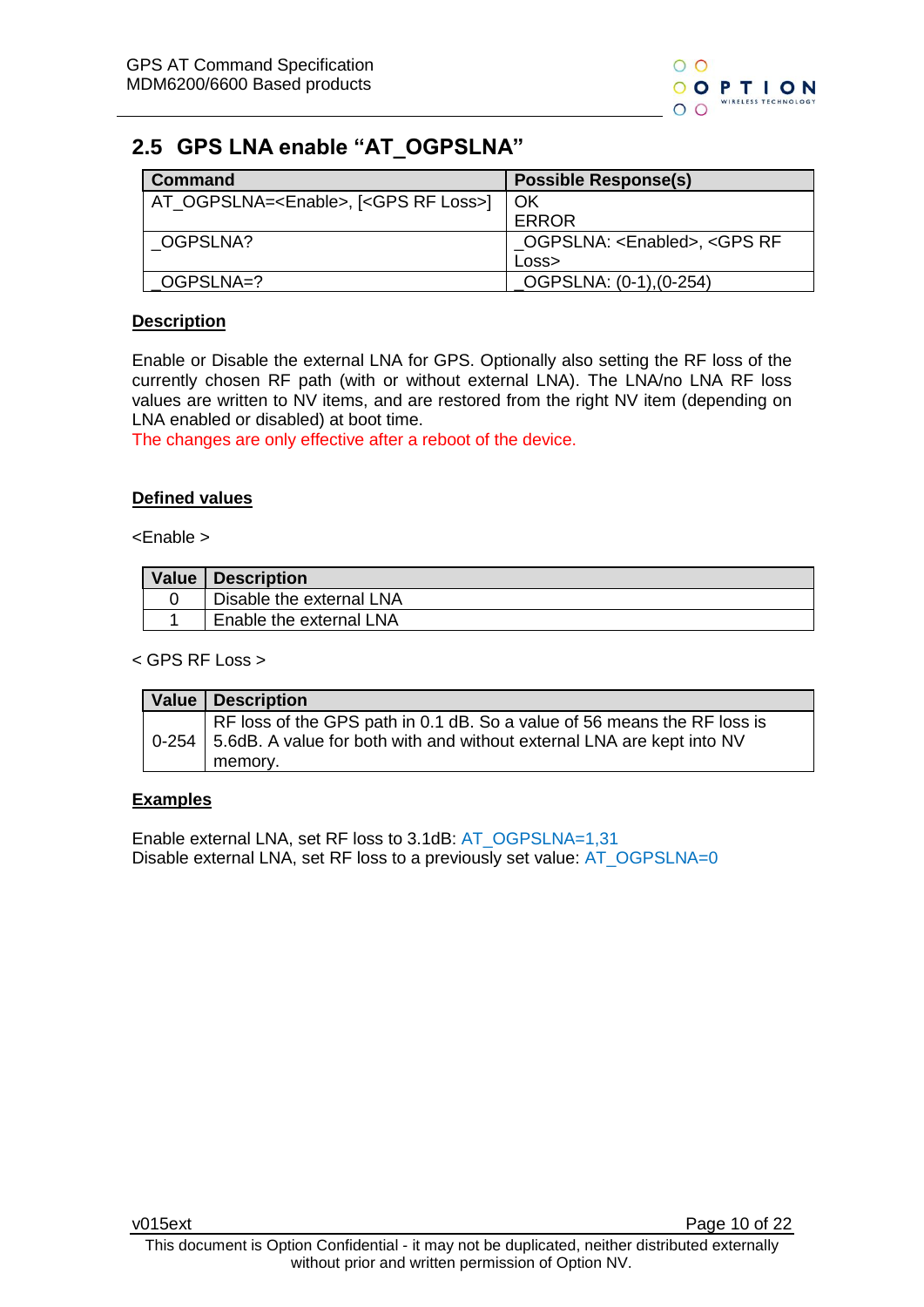## 2.5 GPS LNA enable "AT_OGPSLNA"

| Command | Possible Response(s) |
|---|---|
| AT_OGPSLNA=<Enable>, [<GPS RF Loss>] | OK<br>ERROR |
| _OGPSLNA? | _OGPSLNA: <Enabled>, <GPS RF Loss> |
| _OGPSLNA=? | _OGPSLNA: (0-1),(0-254) |

**Description**

Enable or Disable the external LNA for GPS. Optionally also setting the RF loss of the currently chosen RF path (with or without external LNA). The LNA/no LNA RF loss values are written to NV items, and are restored from the right NV item (depending on LNA enabled or disabled) at boot time.
The changes are only effective after a reboot of the device.

**Defined values**

<Enable >

| Value | Description |
|---|---|
| 0 | Disable the external LNA |
| 1 | Enable the external LNA |

< GPS RF Loss >

| Value | Description |
|---|---|
| 0-254 | RF loss of the GPS path in 0.1 dB. So a value of 56 means the RF loss is 5.6dB. A value for both with and without external LNA are kept into NV memory. |

**Examples**

Enable external LNA, set RF loss to 3.1dB: AT_OGPSLNA=1,31
Disable external LNA, set RF loss to a previously set value: AT_OGPSLNA=0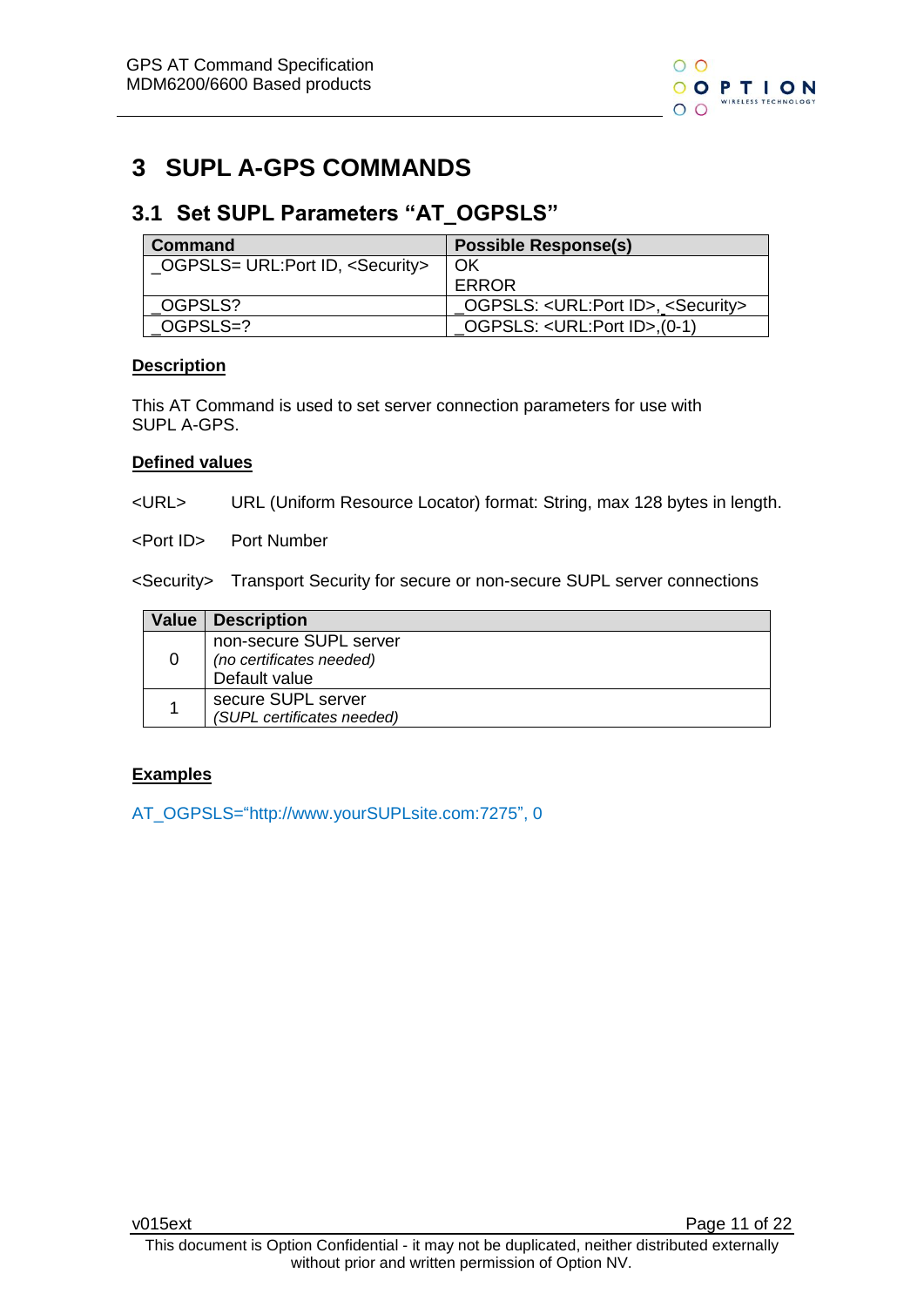# 3 SUPL A-GPS COMMANDS

## 3.1 Set SUPL Parameters "AT_OGPSLS"

| Command | Possible Response(s) |
|---|---|
| _OGPSLS= URL:Port ID, <Security> | OK<br>ERROR |
| _OGPSLS? | _OGPSLS: <URL:Port ID>, <Security> |
| _OGPSLS=? | _OGPSLS: <URL:Port ID>,(0-1) |

**Description**

This AT Command is used to set server connection parameters for use with SUPL A-GPS.

**Defined values**

<URL> URL (Uniform Resource Locator) format: String, max 128 bytes in length.

<Port ID> Port Number

<Security> Transport Security for secure or non-secure SUPL server connections

| Value | Description |
|---|---|
| 0 | non-secure SUPL server<br>*(no certificates needed)*<br>Default value |
| 1 | secure SUPL server<br>*(SUPL certificates needed)* |

**Examples**

AT_OGPSLS="http://www.yourSUPLsite.com:7275", 0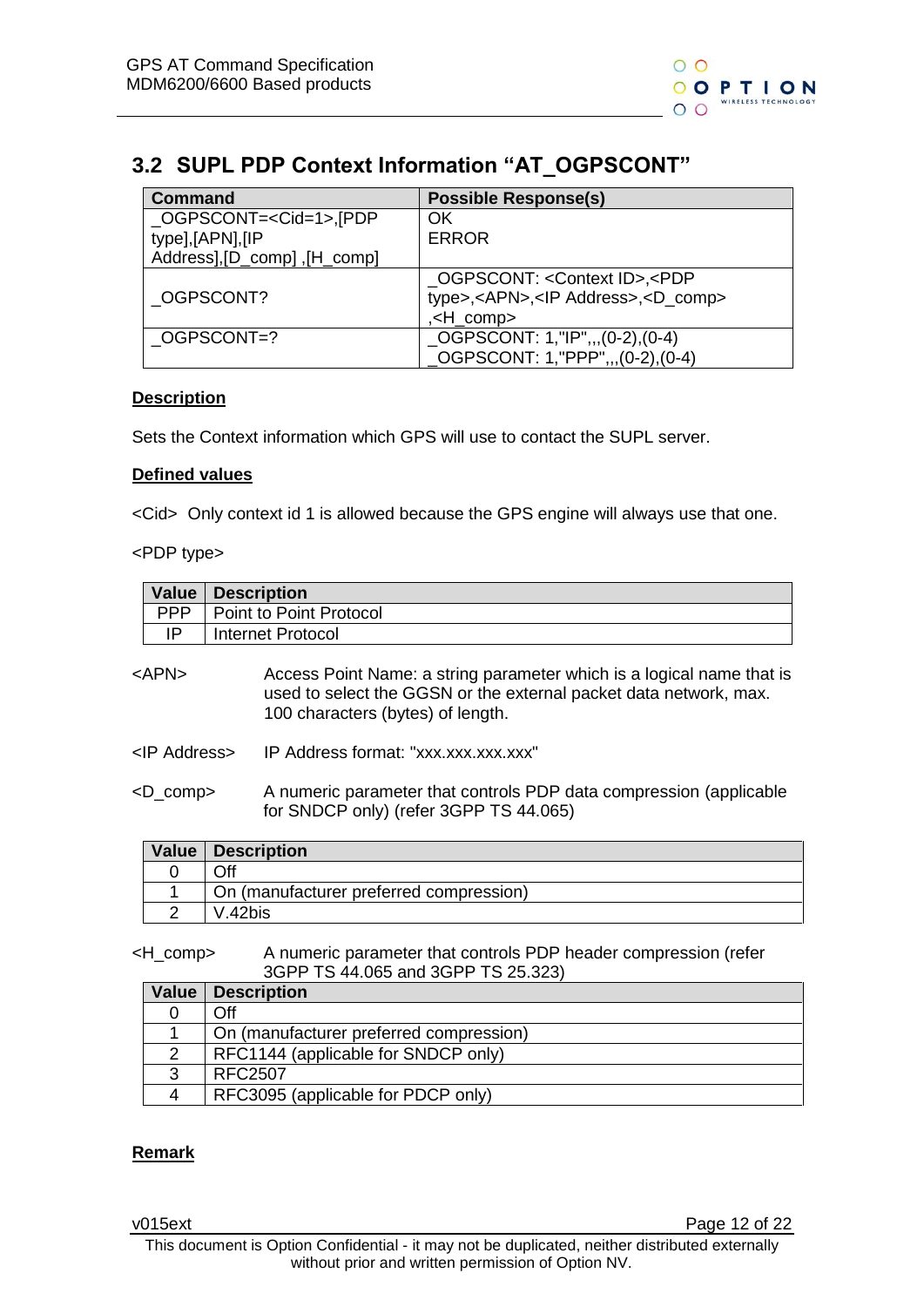## 3.2 SUPL PDP Context Information "AT_OGPSCONT"

| Command | Possible Response(s) |
|---|---|
| _OGPSCONT=<Cid=1>,[PDP type],[APN],[IP Address],[D_comp] ,[H_comp] | OK<br>ERROR |
| _OGPSCONT? | _OGPSCONT: <Context ID>,<PDP type>,<APN>,<IP Address>,<D_comp>,<H_comp> |
| _OGPSCONT=? | _OGPSCONT: 1,"IP",,,(0-2),(0-4)<br>_OGPSCONT: 1,"PPP",,,(0-2),(0-4) |

**Description**

Sets the Context information which GPS will use to contact the SUPL server.

**Defined values**

<Cid> Only context id 1 is allowed because the GPS engine will always use that one.

<PDP type>

| Value | Description |
|---|---|
| PPP | Point to Point Protocol |
| IP | Internet Protocol |

<APN> Access Point Name: a string parameter which is a logical name that is used to select the GGSN or the external packet data network, max. 100 characters (bytes) of length.

<IP Address> IP Address format: "xxx.xxx.xxx.xxx"

<D_comp> A numeric parameter that controls PDP data compression (applicable for SNDCP only) (refer 3GPP TS 44.065)

| Value | Description |
|---|---|
| 0 | Off |
| 1 | On (manufacturer preferred compression) |
| 2 | V.42bis |

<H_comp> A numeric parameter that controls PDP header compression (refer 3GPP TS 44.065 and 3GPP TS 25.323)

| Value | Description |
|---|---|
| 0 | Off |
| 1 | On (manufacturer preferred compression) |
| 2 | RFC1144 (applicable for SNDCP only) |
| 3 | RFC2507 |
| 4 | RFC3095 (applicable for PDCP only) |

**Remark**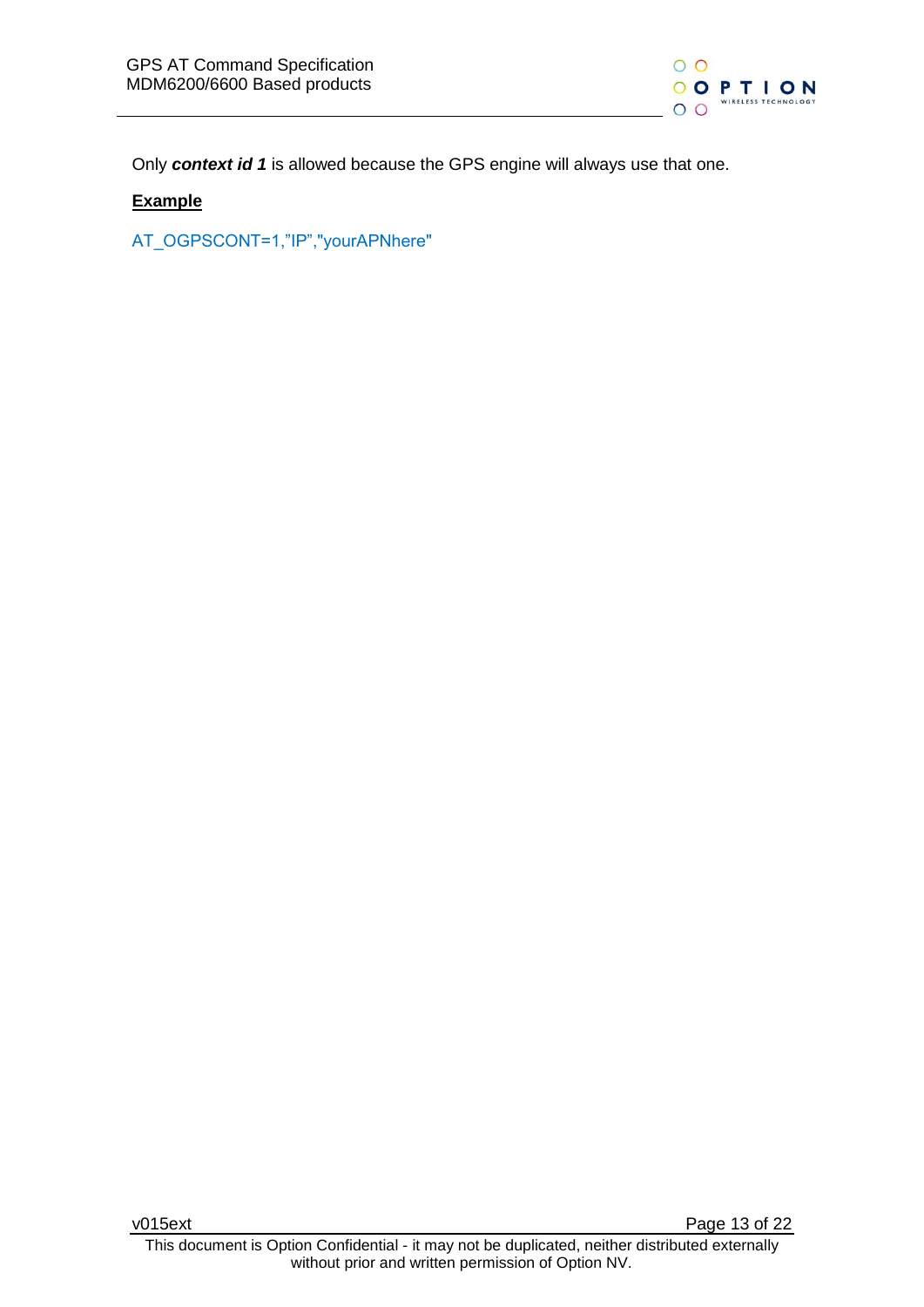Only ***context id 1*** is allowed because the GPS engine will always use that one.

**Example**

```
AT_OGPSCONT=1,"IP","yourAPNhere"
```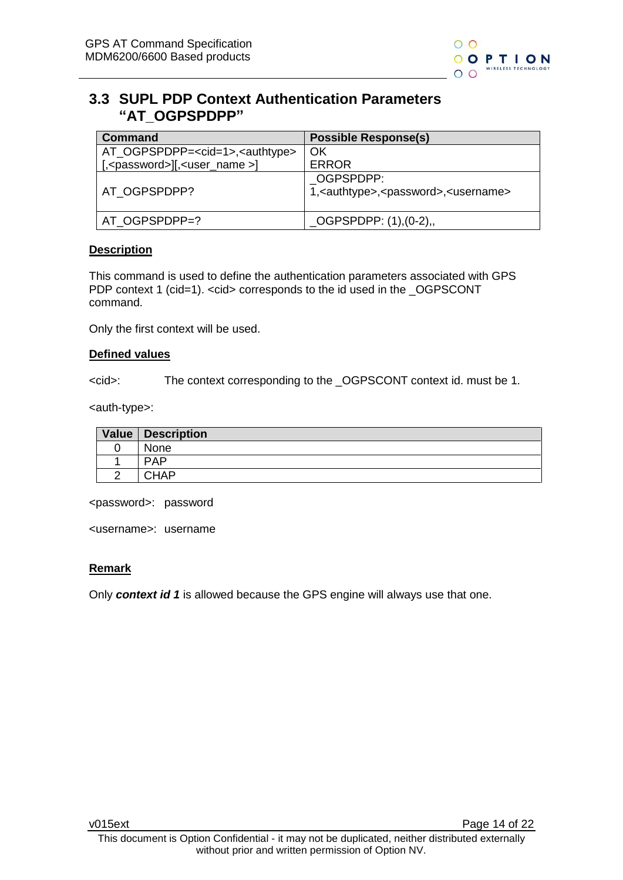## 3.3 SUPL PDP Context Authentication Parameters "AT_OGPSPDPP"

| Command | Possible Response(s) |
|---|---|
| AT_OGPSPDPP=<cid=1>,<authtype>[,<password>][,<user_name >] | OK<br>ERROR |
| AT_OGPSPDPP? | _OGPSPDPP:<br>1,<authtype>,<password>,<username> |
| AT_OGPSPDPP=? | _OGPSPDPP: (1),(0-2),, |

**Description**

This command is used to define the authentication parameters associated with GPS PDP context 1 (cid=1). <cid> corresponds to the id used in the _OGPSCONT command.

Only the first context will be used.

**Defined values**

<cid>: The context corresponding to the _OGPSCONT context id. must be 1.

<auth-type>:

| Value | Description |
|---|---|
| 0 | None |
| 1 | PAP |
| 2 | CHAP |

<password>: password

<username>: username

**Remark**

Only ***context id 1*** is allowed because the GPS engine will always use that one.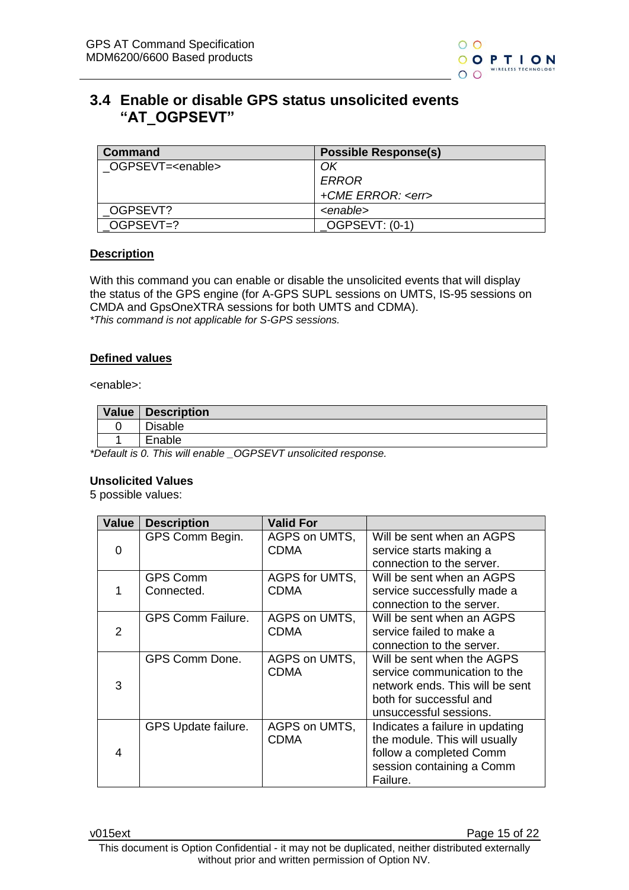## 3.4 Enable or disable GPS status unsolicited events "AT_OGPSEVT"

| Command | Possible Response(s) |
|---|---|
| _OGPSEVT=<enable> | *OK*<br>*ERROR*<br>*+CME ERROR: <err>* |
| _OGPSEVT? | *<enable>* |
| _OGPSEVT=? | _OGPSEVT: (0-1) |

**Description**

With this command you can enable or disable the unsolicited events that will display the status of the GPS engine (for A-GPS SUPL sessions on UMTS, IS-95 sessions on CMDA and GpsOneXTRA sessions for both UMTS and CDMA).
*\*This command is not applicable for S-GPS sessions.*

**Defined values**

<enable>:

| Value | Description |
|---|---|
| 0 | Disable |
| 1 | Enable |

*\*Default is 0. This will enable _OGPSEVT unsolicited response.*

**Unsolicited Values**
5 possible values:

| Value | Description | Valid For | |
|---|---|---|---|
| 0 | GPS Comm Begin. | AGPS on UMTS, CDMA | Will be sent when an AGPS service starts making a connection to the server. |
| 1 | GPS Comm Connected. | AGPS for UMTS, CDMA | Will be sent when an AGPS service successfully made a connection to the server. |
| 2 | GPS Comm Failure. | AGPS on UMTS, CDMA | Will be sent when an AGPS service failed to make a connection to the server. |
| 3 | GPS Comm Done. | AGPS on UMTS, CDMA | Will be sent when the AGPS service communication to the network ends. This will be sent both for successful and unsuccessful sessions. |
| 4 | GPS Update failure. | AGPS on UMTS, CDMA | Indicates a failure in updating the module. This will usually follow a completed Comm session containing a Comm Failure. |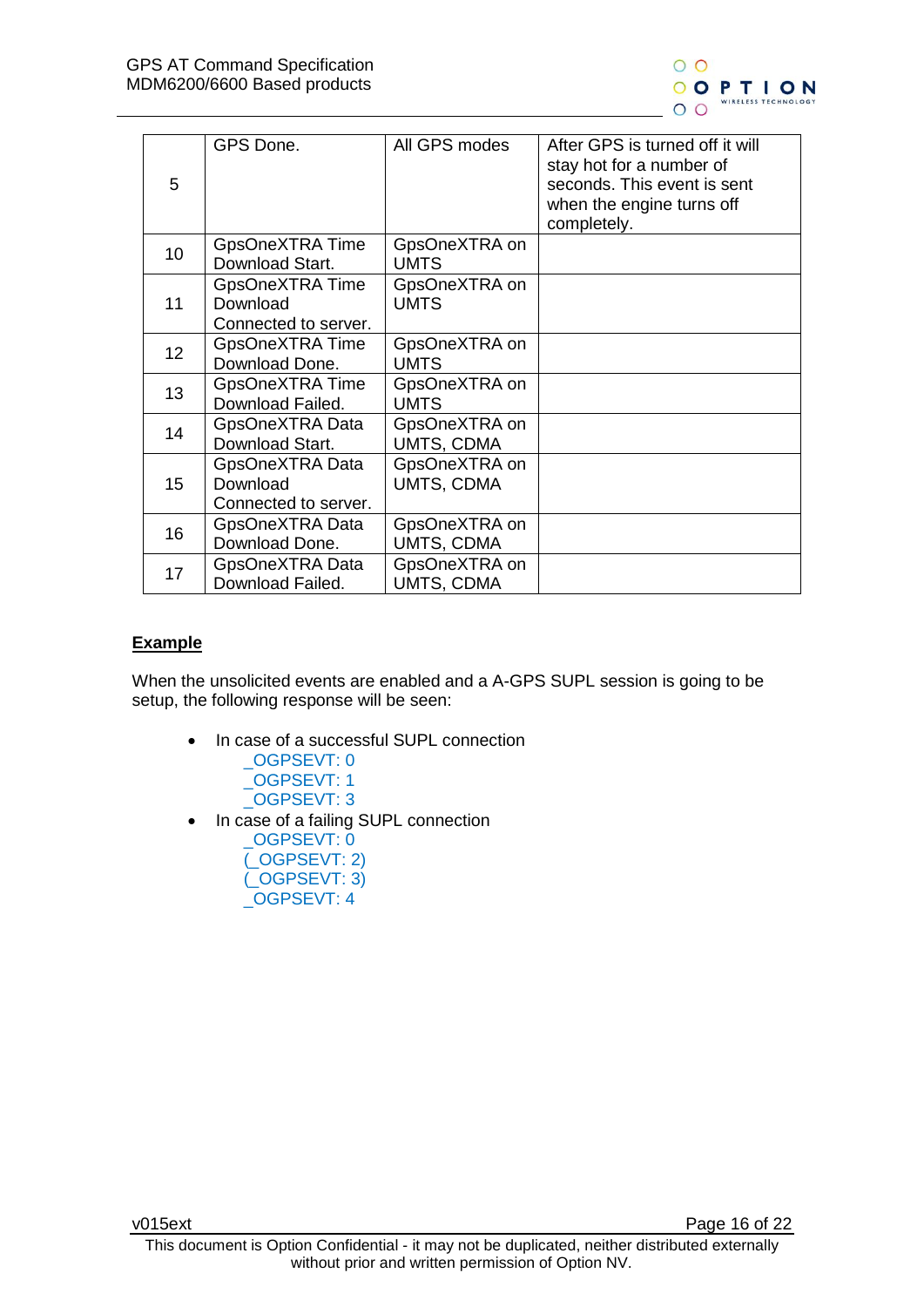| | | | |
|---|---|---|---|
| 5 | GPS Done. | All GPS modes | After GPS is turned off it will stay hot for a number of seconds. This event is sent when the engine turns off completely. |
| 10 | GpsOneXTRA Time Download Start. | GpsOneXTRA on UMTS | |
| 11 | GpsOneXTRA Time Download Connected to server. | GpsOneXTRA on UMTS | |
| 12 | GpsOneXTRA Time Download Done. | GpsOneXTRA on UMTS | |
| 13 | GpsOneXTRA Time Download Failed. | GpsOneXTRA on UMTS | |
| 14 | GpsOneXTRA Data Download Start. | GpsOneXTRA on UMTS, CDMA | |
| 15 | GpsOneXTRA Data Download Connected to server. | GpsOneXTRA on UMTS, CDMA | |
| 16 | GpsOneXTRA Data Download Done. | GpsOneXTRA on UMTS, CDMA | |
| 17 | GpsOneXTRA Data Download Failed. | GpsOneXTRA on UMTS, CDMA | |

**Example**

When the unsolicited events are enabled and a A-GPS SUPL session is going to be setup, the following response will be seen:

- In case of a successful SUPL connection
  _OGPSEVT: 0
  _OGPSEVT: 1
  _OGPSEVT: 3
- In case of a failing SUPL connection
  _OGPSEVT: 0
  (_OGPSEVT: 2)
  (_OGPSEVT: 3)
  _OGPSEVT: 4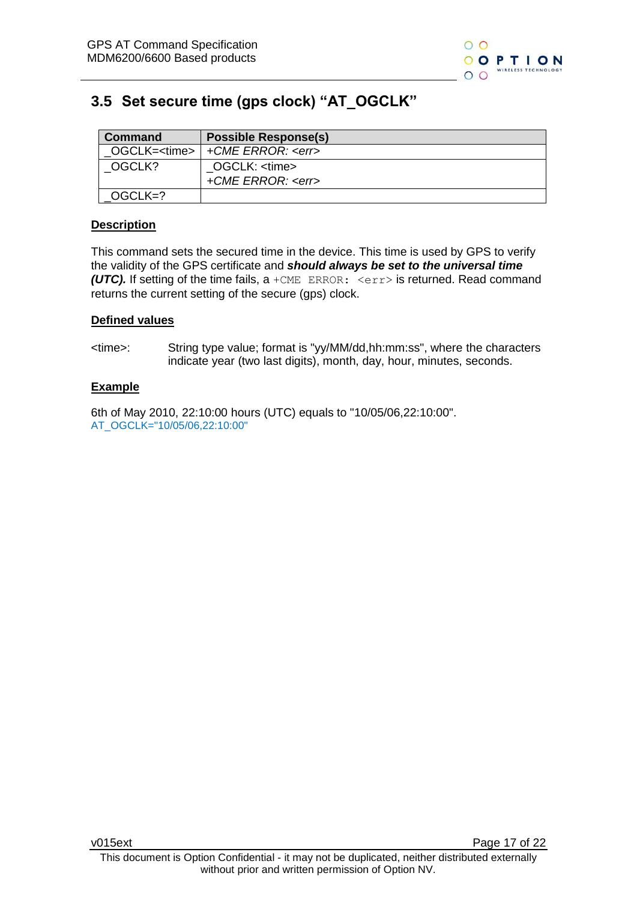## 3.5 Set secure time (gps clock) "AT_OGCLK"

| Command | Possible Response(s) |
|---|---|
| _OGCLK=<time> | *+CME ERROR: <err>* |
| _OGCLK? | _OGCLK: <time><br>*+CME ERROR: <err>* |
| _OGCLK=? | |

**Description**

This command sets the secured time in the device. This time is used by GPS to verify the validity of the GPS certificate and ***should always be set to the universal time (UTC).*** If setting of the time fails, a `+CME ERROR: <err>` is returned. Read command returns the current setting of the secure (gps) clock.

**Defined values**

<time>: String type value; format is "yy/MM/dd,hh:mm:ss", where the characters indicate year (two last digits), month, day, hour, minutes, seconds.

**Example**

6th of May 2010, 22:10:00 hours (UTC) equals to "10/05/06,22:10:00".
AT_OGCLK="10/05/06,22:10:00"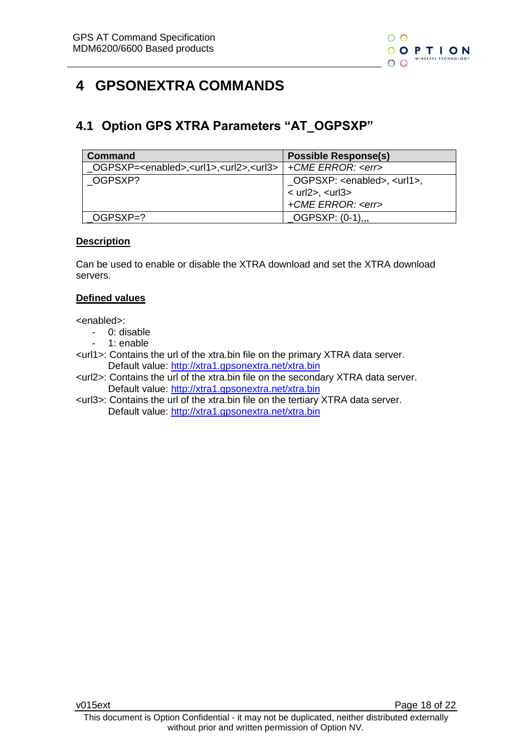# 4 GPSONEXTRA COMMANDS

## 4.1 Option GPS XTRA Parameters "AT_OGPSXP"

| Command | Possible Response(s) |
|---|---|
| _OGPSXP=<enabled>,<url1>,<url2>,<url3> | *+CME ERROR: <err>* |
| _OGPSXP? | _OGPSXP: <enabled>, <url1>, < url2>, <url3><br>*+CME ERROR: <err>* |
| _OGPSXP=? | _OGPSXP: (0-1),,, |

**Description**

Can be used to enable or disable the XTRA download and set the XTRA download servers.

**Defined values**

<enabled>:

- 0: disable
- 1: enable

<url1>: Contains the url of the xtra.bin file on the primary XTRA data server.
Default value: http://xtra1.gpsonextra.net/xtra.bin

<url2>: Contains the url of the xtra.bin file on the secondary XTRA data server.
Default value: http://xtra1.gpsonextra.net/xtra.bin

<url3>: Contains the url of the xtra.bin file on the tertiary XTRA data server.
Default value: http://xtra1.gpsonextra.net/xtra.bin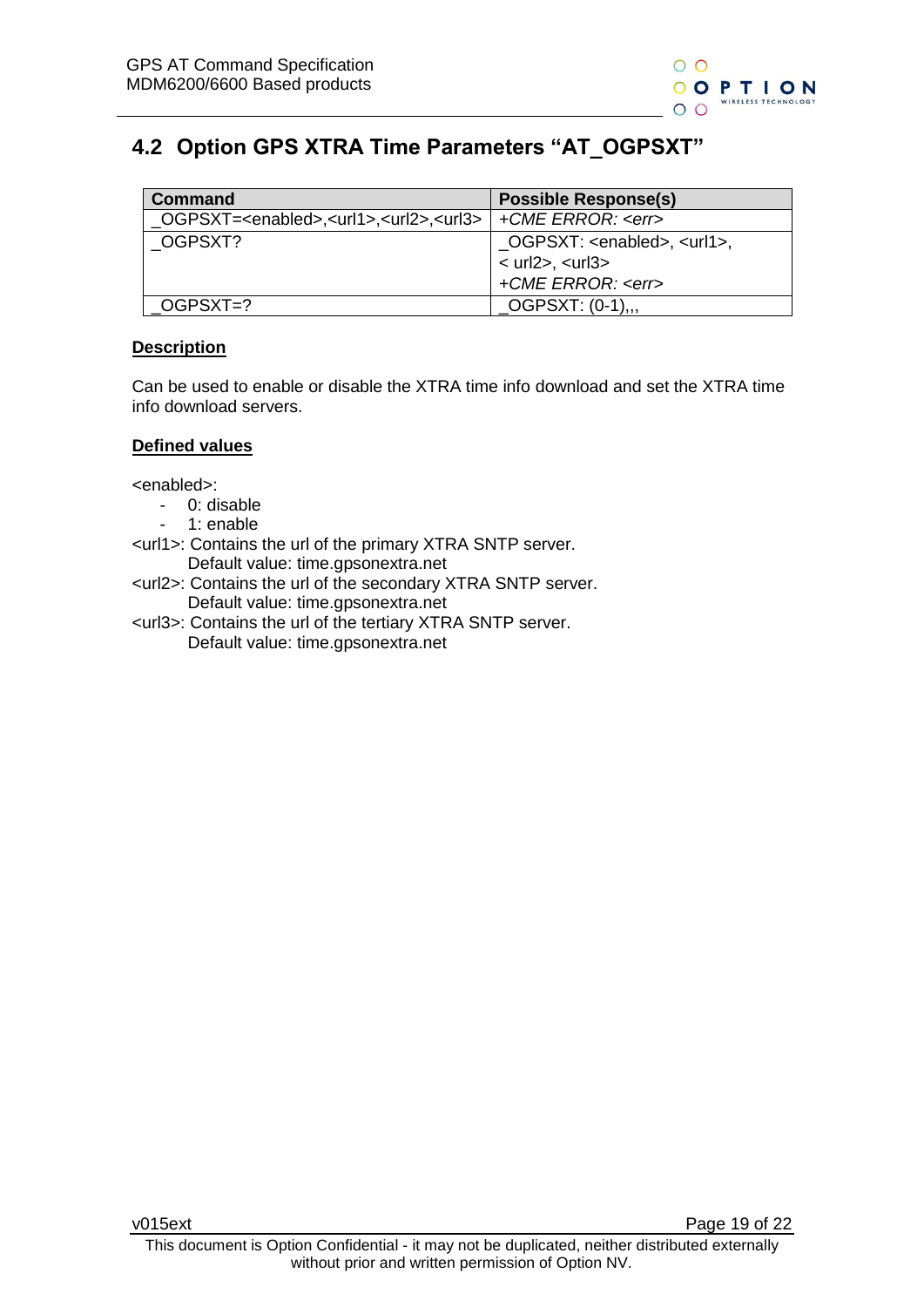## 4.2 Option GPS XTRA Time Parameters "AT_OGPSXT"

| Command | Possible Response(s) |
|---|---|
| _OGPSXT=<enabled>,<url1>,<url2>,<url3> | *+CME ERROR: <err>* |
| _OGPSXT? | _OGPSXT: <enabled>, <url1>, < url2>, <url3><br>*+CME ERROR: <err>* |
| _OGPSXT=? | _OGPSXT: (0-1),,, |

**Description**

Can be used to enable or disable the XTRA time info download and set the XTRA time info download servers.

**Defined values**

<enabled>:
- 0: disable
- 1: enable

<url1>: Contains the url of the primary XTRA SNTP server.
Default value: time.gpsonextra.net

<url2>: Contains the url of the secondary XTRA SNTP server.
Default value: time.gpsonextra.net

<url3>: Contains the url of the tertiary XTRA SNTP server.
Default value: time.gpsonextra.net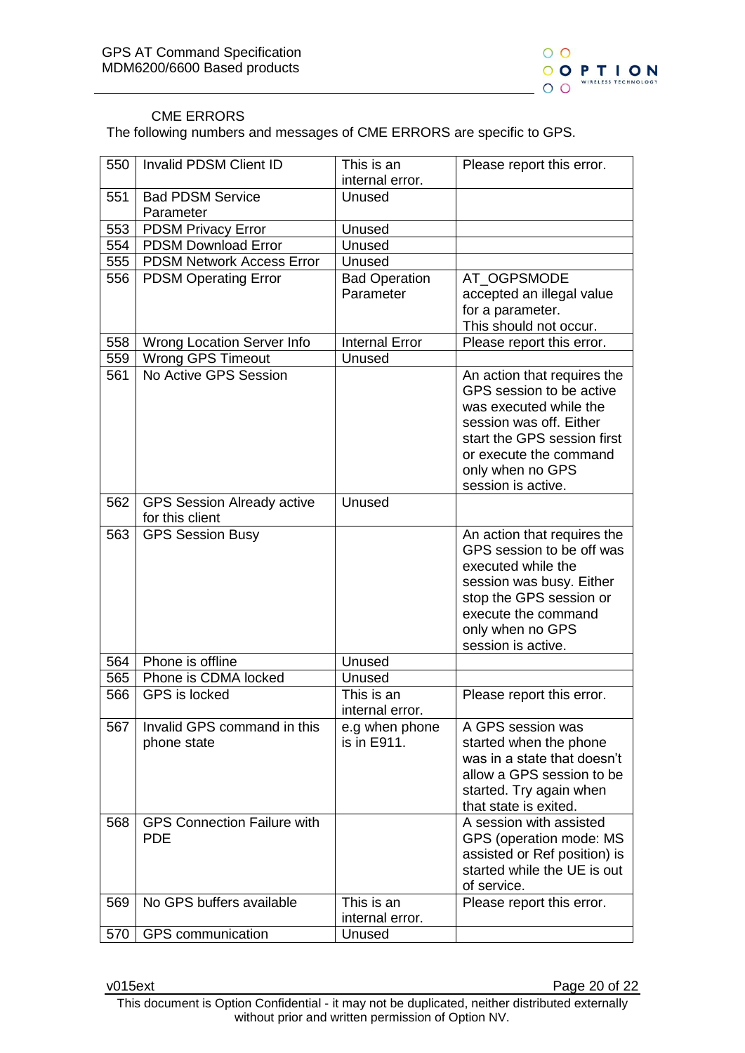### CME ERRORS

The following numbers and messages of CME ERRORS are specific to GPS.

| | | | |
|---|---|---|---|
| 550 | Invalid PDSM Client ID | This is an internal error. | Please report this error. |
| 551 | Bad PDSM Service Parameter | Unused | |
| 553 | PDSM Privacy Error | Unused | |
| 554 | PDSM Download Error | Unused | |
| 555 | PDSM Network Access Error | Unused | |
| 556 | PDSM Operating Error | Bad Operation Parameter | AT_OGPSMODE accepted an illegal value for a parameter. This should not occur. |
| 558 | Wrong Location Server Info | Internal Error | Please report this error. |
| 559 | Wrong GPS Timeout | Unused | |
| 561 | No Active GPS Session | | An action that requires the GPS session to be active was executed while the session was off. Either start the GPS session first or execute the command only when no GPS session is active. |
| 562 | GPS Session Already active for this client | Unused | |
| 563 | GPS Session Busy | | An action that requires the GPS session to be off was executed while the session was busy. Either stop the GPS session or execute the command only when no GPS session is active. |
| 564 | Phone is offline | Unused | |
| 565 | Phone is CDMA locked | Unused | |
| 566 | GPS is locked | This is an internal error. | Please report this error. |
| 567 | Invalid GPS command in this phone state | e.g when phone is in E911. | A GPS session was started when the phone was in a state that doesn't allow a GPS session to be started. Try again when that state is exited. |
| 568 | GPS Connection Failure with PDE | | A session with assisted GPS (operation mode: MS assisted or Ref position) is started while the UE is out of service. |
| 569 | No GPS buffers available | This is an internal error. | Please report this error. |
| 570 | GPS communication | Unused | |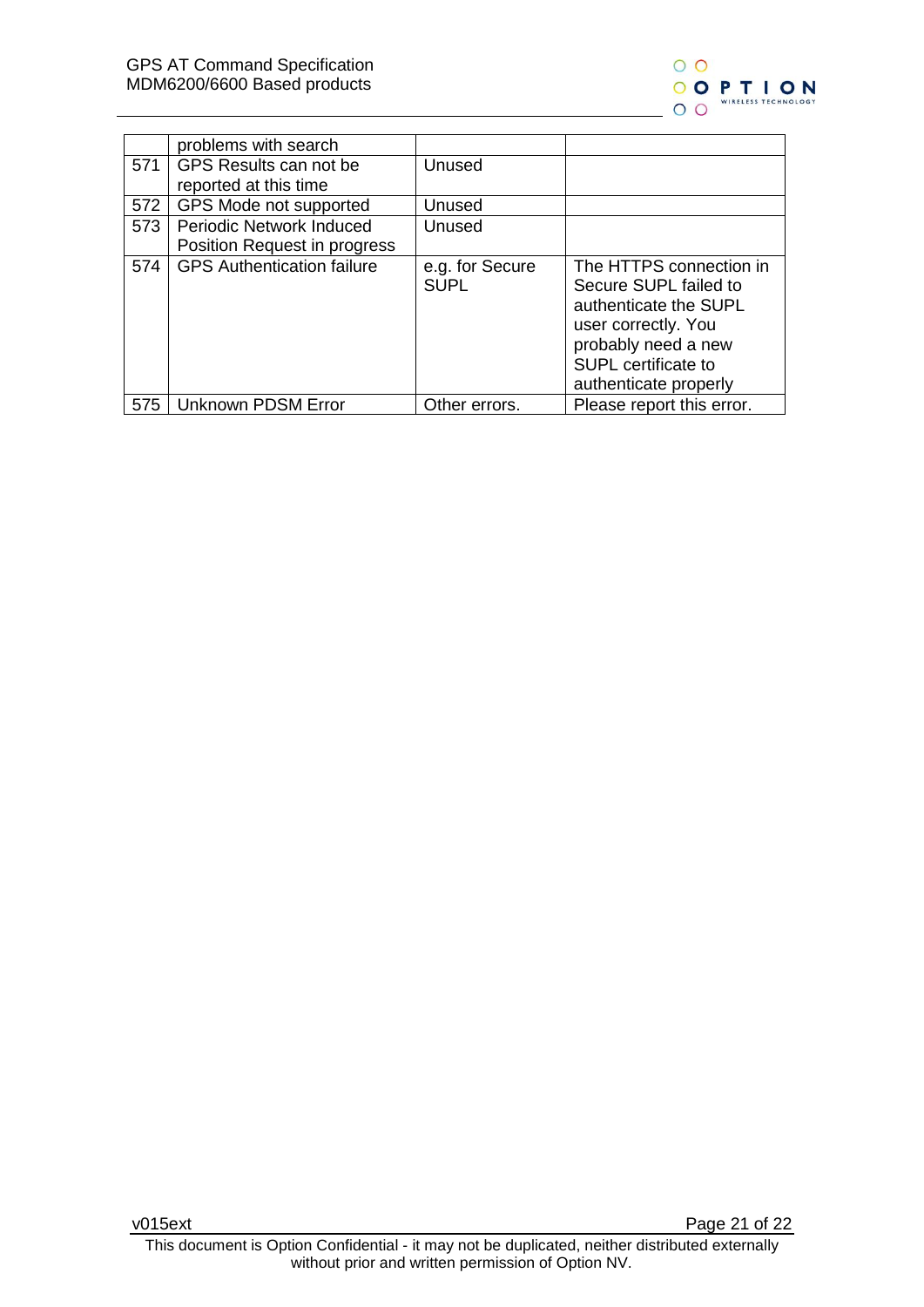| | | | |
|---|---|---|---|
| | problems with search | | |
| 571 | GPS Results can not be reported at this time | Unused | |
| 572 | GPS Mode not supported | Unused | |
| 573 | Periodic Network Induced Position Request in progress | Unused | |
| 574 | GPS Authentication failure | e.g. for Secure SUPL | The HTTPS connection in Secure SUPL failed to authenticate the SUPL user correctly. You probably need a new SUPL certificate to authenticate properly |
| 575 | Unknown PDSM Error | Other errors. | Please report this error. |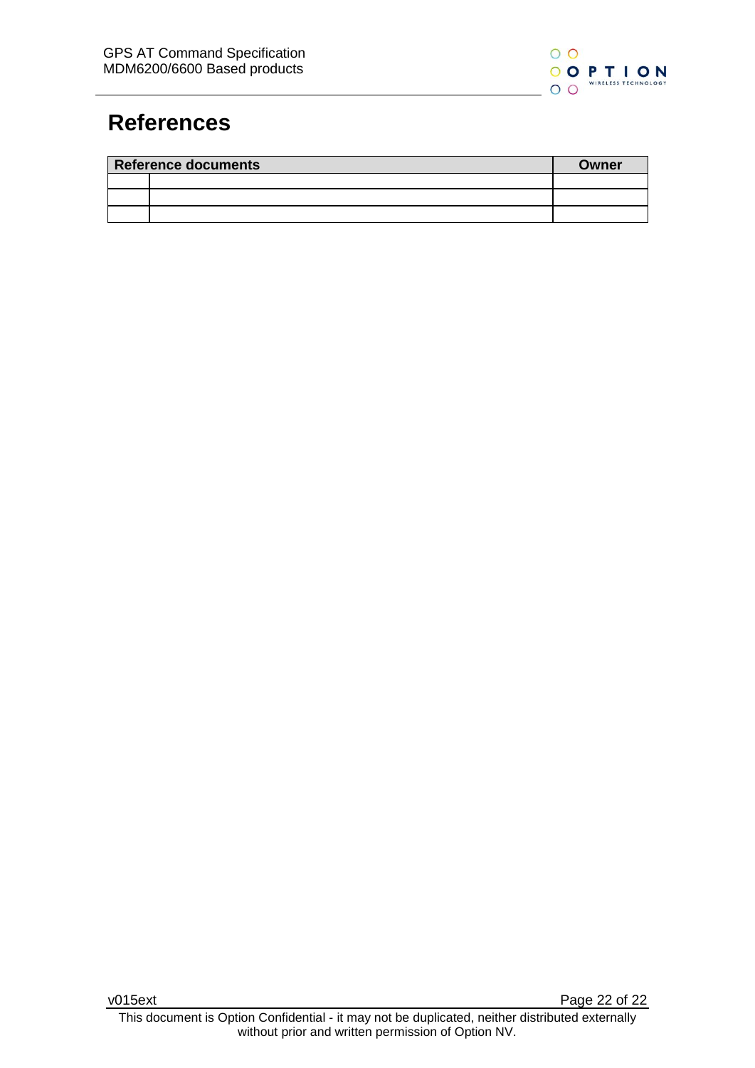# References

| Reference documents | | Owner |
|---|---|---|
| | | |
| | | |
| | | |

v015ext

This document is Option Confidential - it may not be duplicated, neither distributed externally without prior and written permission of Option NV.